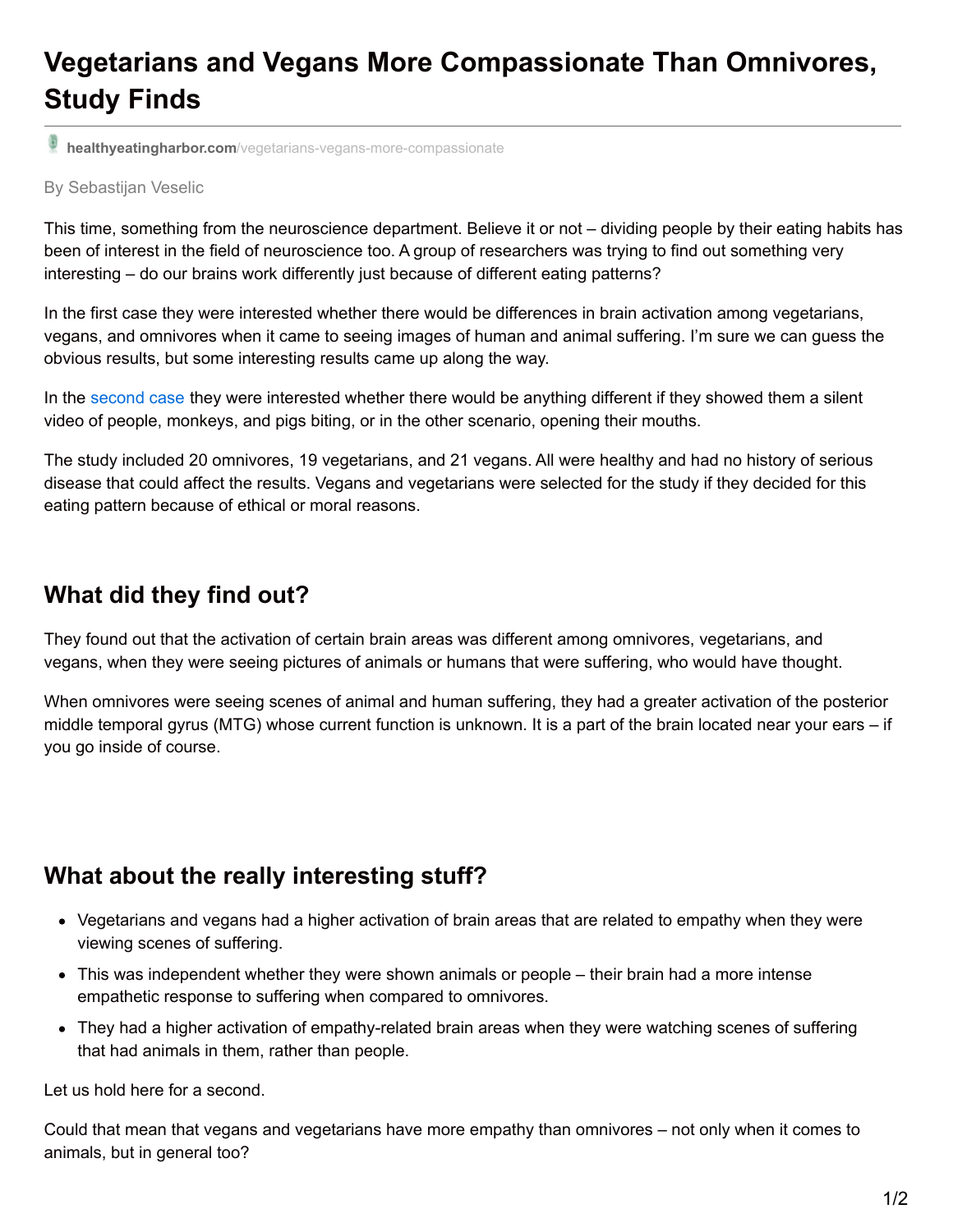# Vegetarians and Vegans More Compassionate Than Omnivores, Study Finds

healthyeatingharbor.com/vegetarians-vegans-more-compassionate

By Sebastijan Veselic

This time, something from the neuroscience department. Believe it or not – dividing people by their eating habits has been of interest in the field of neuroscience too. A group of researchers was trying to find out something very interesting – do our brains work differently just because of different eating patterns?

In the first case they were interested whether there would be differences in brain activation among vegetarians, vegans, and omnivores when it came to seeing images of human and animal suffering. I'm sure we can guess the obvious results, but some interesting results came up along the way.

In the second case they were interested whether there would be anything different if they showed them a silent video of people, monkeys, and pigs biting, or in the other scenario, opening their mouths.

The study included 20 omnivores, 19 vegetarians, and 21 vegans. All were healthy and had no history of serious disease that could affect the results. Vegans and vegetarians were selected for the study if they decided for this eating pattern because of ethical or moral reasons.

## What did they find out?

They found out that the activation of certain brain areas was different among omnivores, vegetarians, and vegans, when they were seeing pictures of animals or humans that were suffering, who would have thought.

When omnivores were seeing scenes of animal and human suffering, they had a greater activation of the posterior middle temporal gyrus (MTG) whose current function is unknown. It is a part of the brain located near your ears – if you go inside of course.

## What about the really interesting stuff?

- Vegetarians and vegans had a higher activation of brain areas that are related to empathy when they were viewing scenes of suffering.
- This was independent whether they were shown animals or people – their brain had a more intense empathetic response to suffering when compared to omnivores.
- They had a higher activation of empathy-related brain areas when they were watching scenes of suffering that had animals in them, rather than people.

Let us hold here for a second.

Could that mean that vegans and vegetarians have more empathy than omnivores – not only when it comes to animals, but in general too?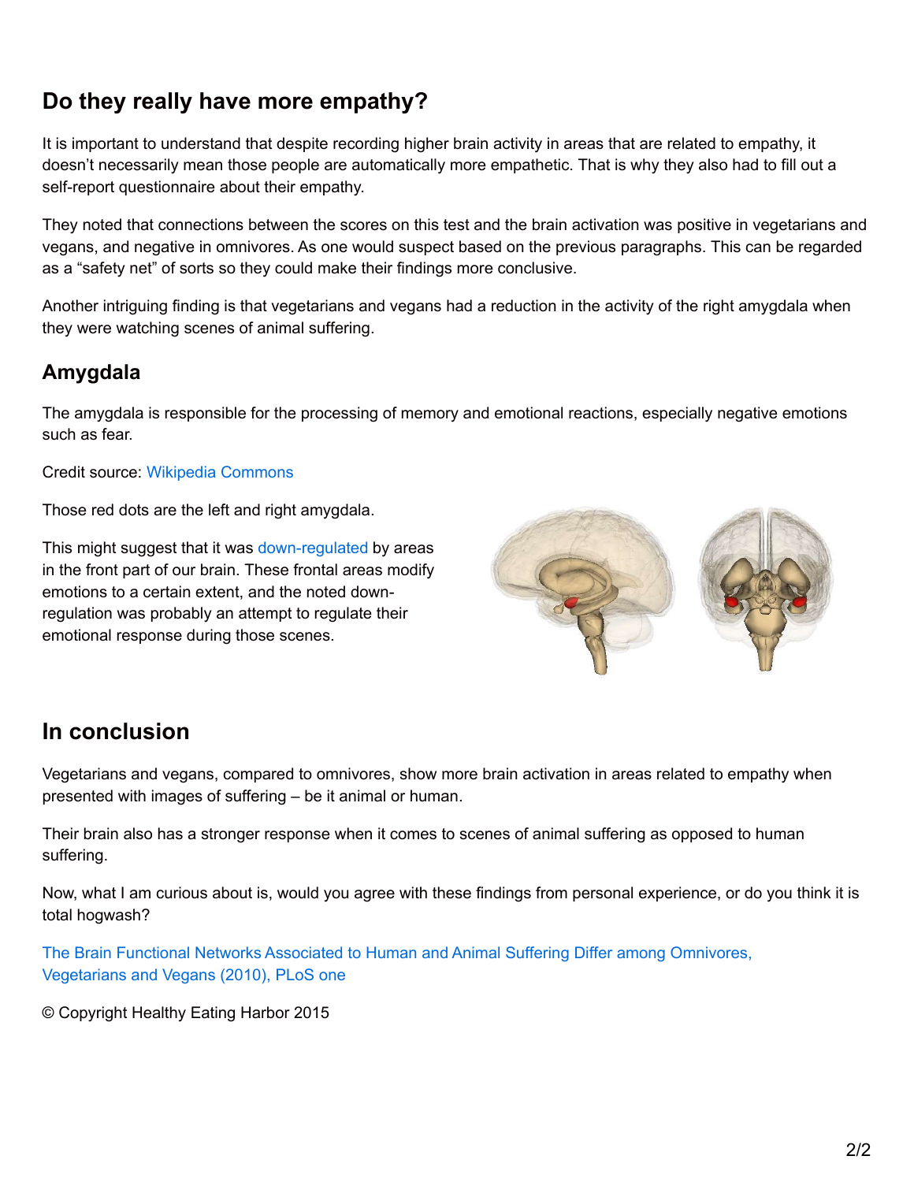## Do they really have more empathy?

It is important to understand that despite recording higher brain activity in areas that are related to empathy, it doesn't necessarily mean those people are automatically more empathetic. That is why they also had to fill out a self-report questionnaire about their empathy.

They noted that connections between the scores on this test and the brain activation was positive in vegetarians and vegans, and negative in omnivores. As one would suspect based on the previous paragraphs. This can be regarded as a "safety net" of sorts so they could make their findings more conclusive.

Another intriguing finding is that vegetarians and vegans had a reduction in the activity of the right amygdala when they were watching scenes of animal suffering.

### Amygdala

The amygdala is responsible for the processing of memory and emotional reactions, especially negative emotions such as fear.

Credit source: Wikipedia Commons

Those red dots are the left and right amygdala.

This might suggest that it was down-regulated by areas in the front part of our brain. These frontal areas modify emotions to a certain extent, and the noted down-regulation was probably an attempt to regulate their emotional response during those scenes.

## In conclusion

Vegetarians and vegans, compared to omnivores, show more brain activation in areas related to empathy when presented with images of suffering – be it animal or human.

Their brain also has a stronger response when it comes to scenes of animal suffering as opposed to human suffering.

Now, what I am curious about is, would you agree with these findings from personal experience, or do you think it is total hogwash?

The Brain Functional Networks Associated to Human and Animal Suffering Differ among Omnivores, Vegetarians and Vegans (2010), PLoS one

© Copyright Healthy Eating Harbor 2015